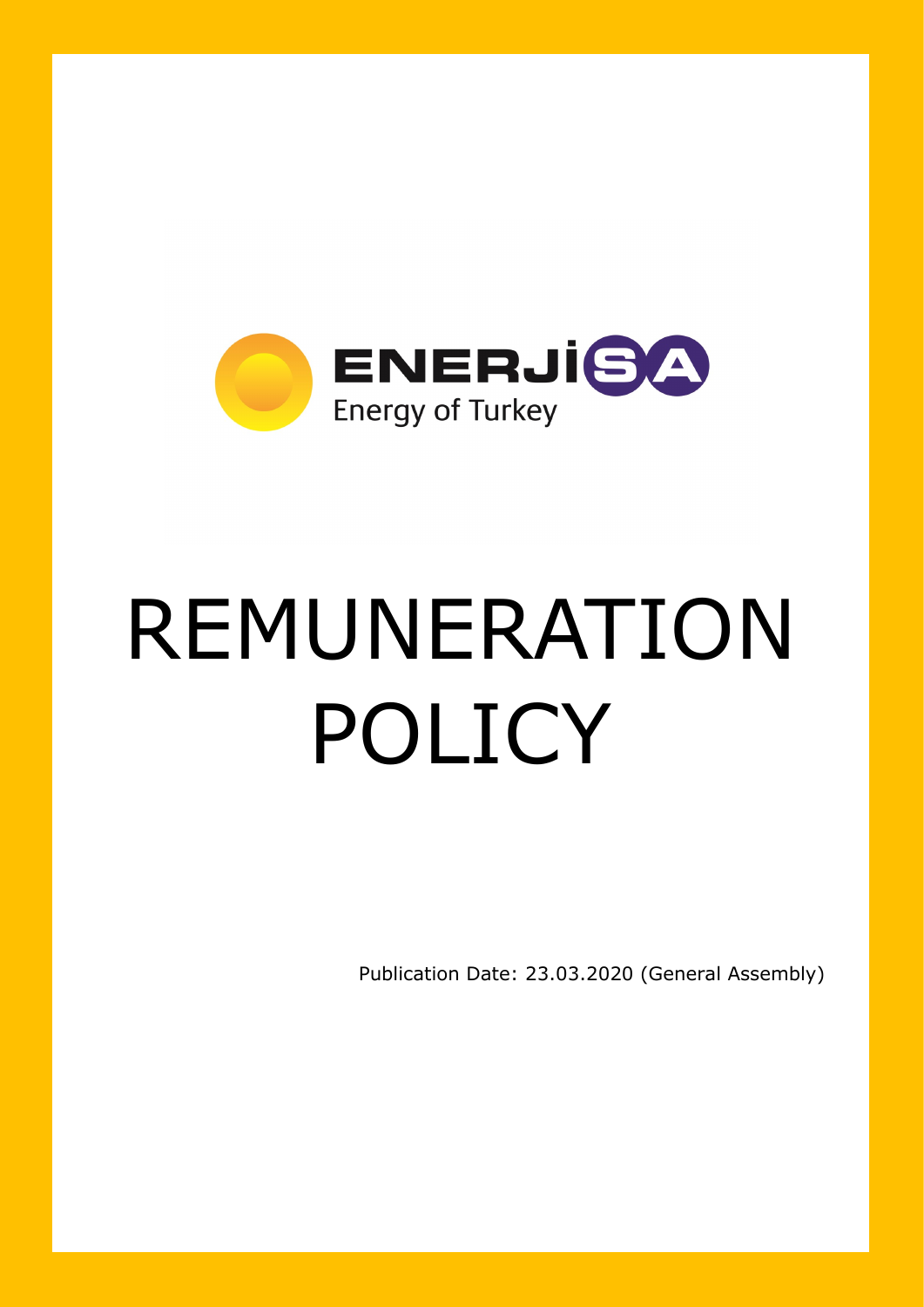ENERJİSA

Energy of Turkey

# REMUNERATION POLICY

Publication Date: 23.03.2020 (General Assembly)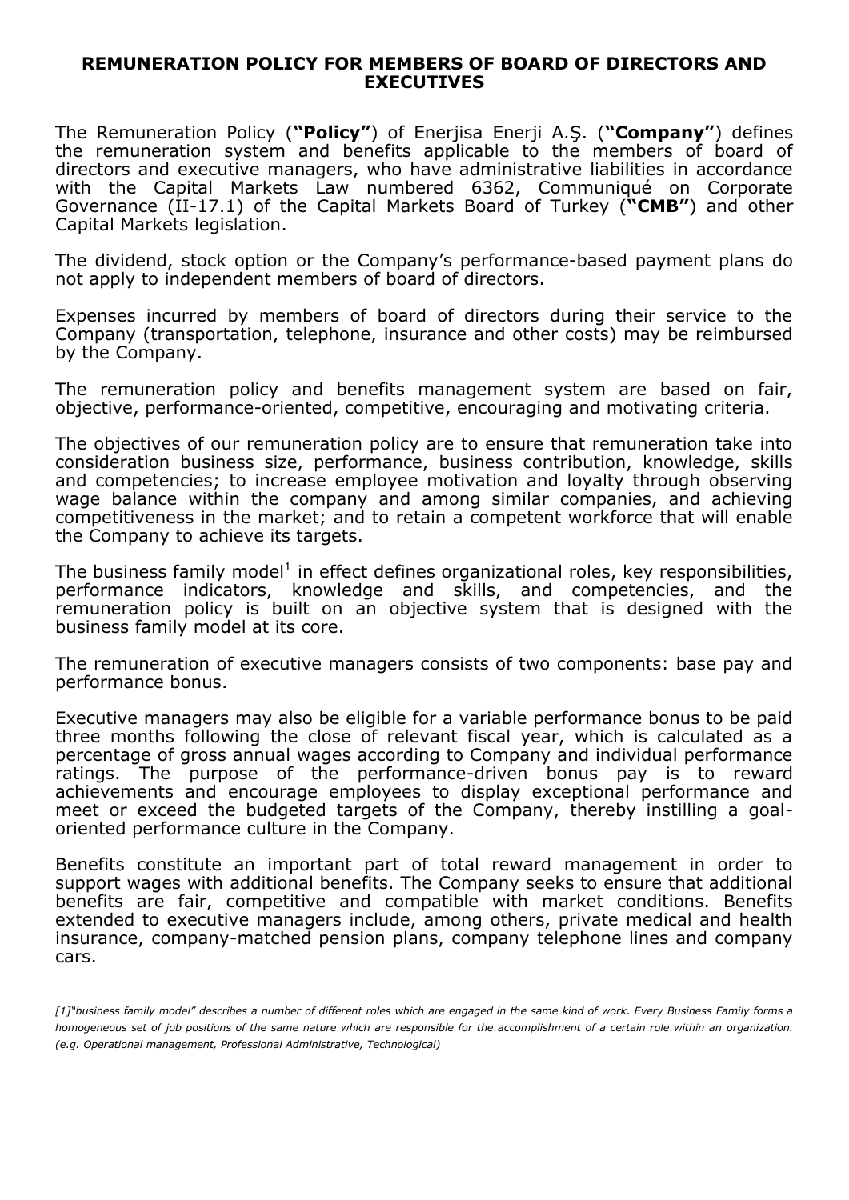## REMUNERATION POLICY FOR MEMBERS OF BOARD OF DIRECTORS AND EXECUTIVES

The Remuneration Policy (**"Policy"**) of Enerjisa Enerji A.Ş. (**"Company"**) defines the remuneration system and benefits applicable to the members of board of directors and executive managers, who have administrative liabilities in accordance with the Capital Markets Law numbered 6362, Communiqué on Corporate Governance (II-17.1) of the Capital Markets Board of Turkey (**"CMB"**) and other Capital Markets legislation.

The dividend, stock option or the Company's performance-based payment plans do not apply to independent members of board of directors.

Expenses incurred by members of board of directors during their service to the Company (transportation, telephone, insurance and other costs) may be reimbursed by the Company.

The remuneration policy and benefits management system are based on fair, objective, performance-oriented, competitive, encouraging and motivating criteria.

The objectives of our remuneration policy are to ensure that remuneration take into consideration business size, performance, business contribution, knowledge, skills and competencies; to increase employee motivation and loyalty through observing wage balance within the company and among similar companies, and achieving competitiveness in the market; and to retain a competent workforce that will enable the Company to achieve its targets.

The business family model[1] in effect defines organizational roles, key responsibilities, performance indicators, knowledge and skills, and competencies, and the remuneration policy is built on an objective system that is designed with the business family model at its core.

The remuneration of executive managers consists of two components: base pay and performance bonus.

Executive managers may also be eligible for a variable performance bonus to be paid three months following the close of relevant fiscal year, which is calculated as a percentage of gross annual wages according to Company and individual performance ratings. The purpose of the performance-driven bonus pay is to reward achievements and encourage employees to display exceptional performance and meet or exceed the budgeted targets of the Company, thereby instilling a goal-oriented performance culture in the Company.

Benefits constitute an important part of total reward management in order to support wages with additional benefits. The Company seeks to ensure that additional benefits are fair, competitive and compatible with market conditions. Benefits extended to executive managers include, among others, private medical and health insurance, company-matched pension plans, company telephone lines and company cars.

*[1]"business family model" describes a number of different roles which are engaged in the same kind of work. Every Business Family forms a homogeneous set of job positions of the same nature which are responsible for the accomplishment of a certain role within an organization. (e.g. Operational management, Professional Administrative, Technological)*